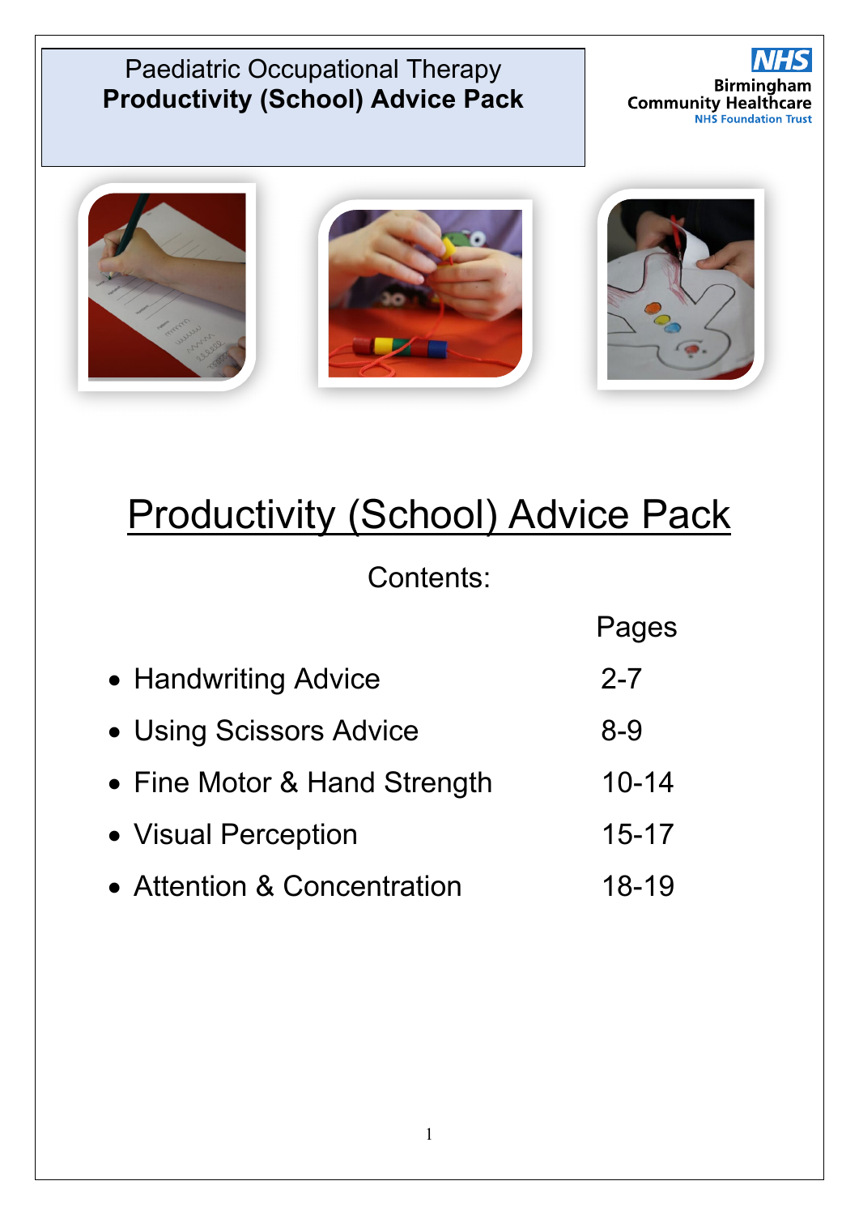Paediatric Occupational Therapy
**Productivity (School) Advice Pack**

NHS
Birmingham Community Healthcare
NHS Foundation Trust

# Productivity (School) Advice Pack

Contents:

| | Pages |
|---|---|
| • Handwriting Advice | 2-7 |
| • Using Scissors Advice | 8-9 |
| • Fine Motor & Hand Strength | 10-14 |
| • Visual Perception | 15-17 |
| • Attention & Concentration | 18-19 |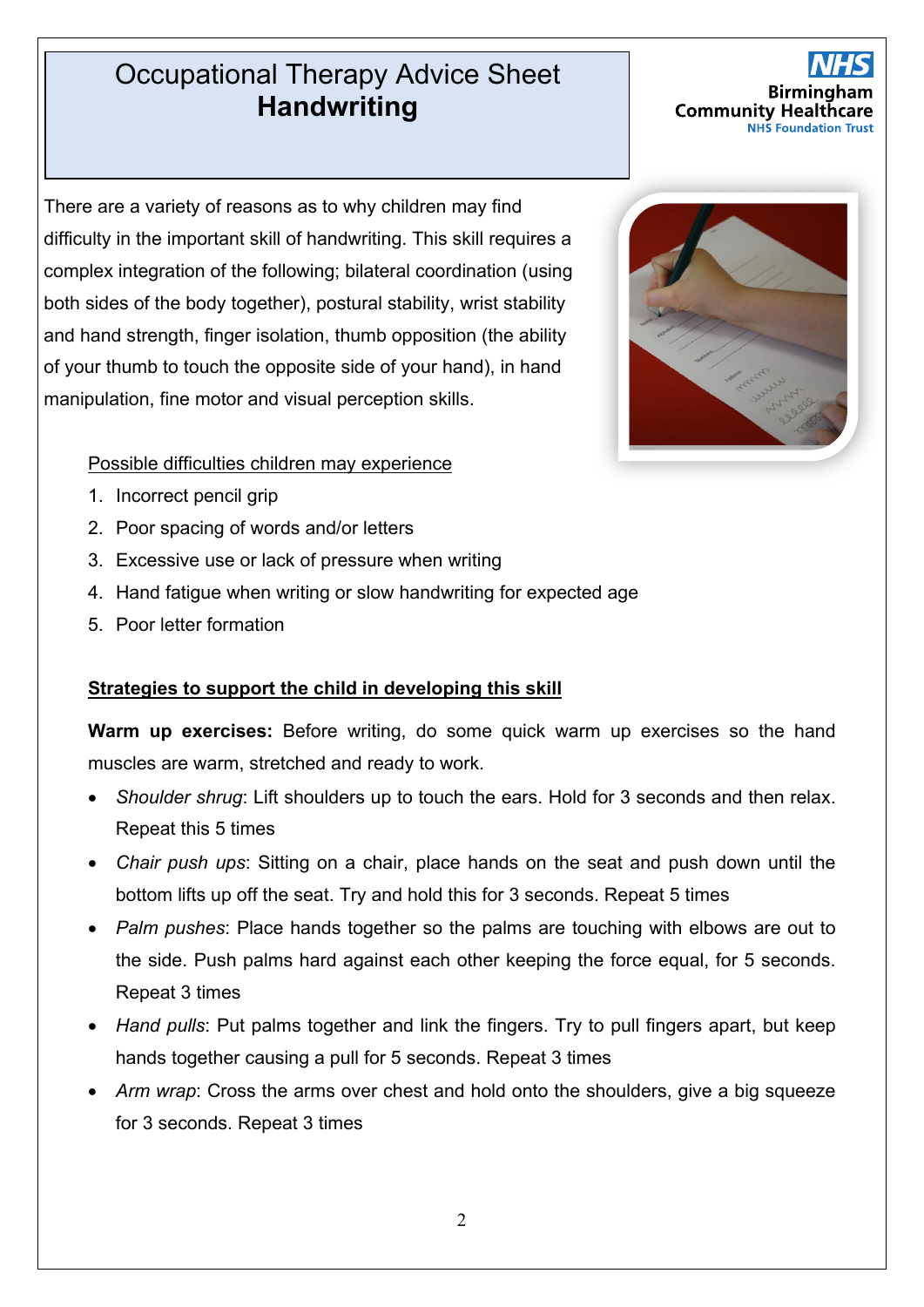# Occupational Therapy Advice Sheet
## Handwriting

Birmingham Community Healthcare NHS Foundation Trust

There are a variety of reasons as to why children may find difficulty in the important skill of handwriting. This skill requires a complex integration of the following; bilateral coordination (using both sides of the body together), postural stability, wrist stability and hand strength, finger isolation, thumb opposition (the ability of your thumb to touch the opposite side of your hand), in hand manipulation, fine motor and visual perception skills.

Possible difficulties children may experience

1. Incorrect pencil grip
2. Poor spacing of words and/or letters
3. Excessive use or lack of pressure when writing
4. Hand fatigue when writing or slow handwriting for expected age
5. Poor letter formation

**Strategies to support the child in developing this skill**

**Warm up exercises:** Before writing, do some quick warm up exercises so the hand muscles are warm, stretched and ready to work.

- *Shoulder shrug*: Lift shoulders up to touch the ears. Hold for 3 seconds and then relax. Repeat this 5 times
- *Chair push ups*: Sitting on a chair, place hands on the seat and push down until the bottom lifts up off the seat. Try and hold this for 3 seconds. Repeat 5 times
- *Palm pushes*: Place hands together so the palms are touching with elbows are out to the side. Push palms hard against each other keeping the force equal, for 5 seconds. Repeat 3 times
- *Hand pulls*: Put palms together and link the fingers. Try to pull fingers apart, but keep hands together causing a pull for 5 seconds. Repeat 3 times
- *Arm wrap*: Cross the arms over chest and hold onto the shoulders, give a big squeeze for 3 seconds. Repeat 3 times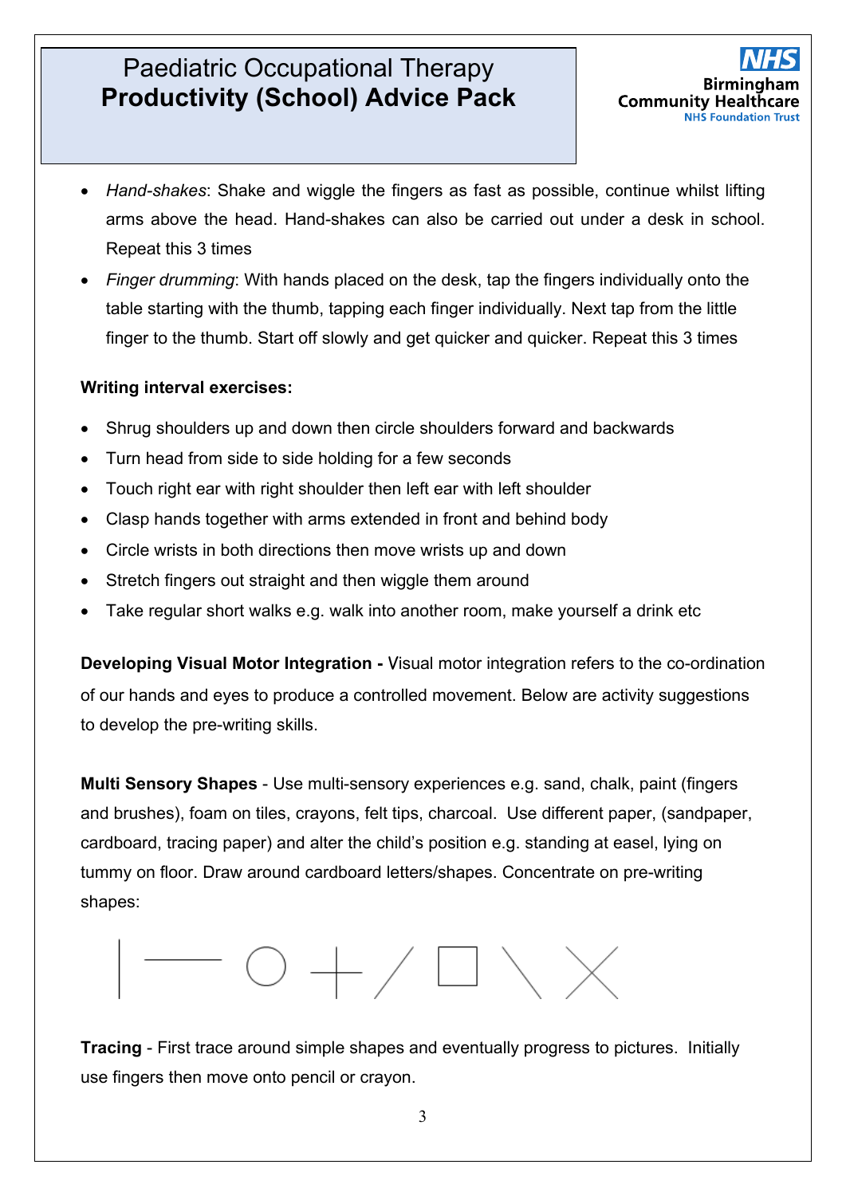- *Hand-shakes*: Shake and wiggle the fingers as fast as possible, continue whilst lifting arms above the head. Hand-shakes can also be carried out under a desk in school. Repeat this 3 times
- *Finger drumming*: With hands placed on the desk, tap the fingers individually onto the table starting with the thumb, tapping each finger individually. Next tap from the little finger to the thumb. Start off slowly and get quicker and quicker. Repeat this 3 times

**Writing interval exercises:**

- Shrug shoulders up and down then circle shoulders forward and backwards
- Turn head from side to side holding for a few seconds
- Touch right ear with right shoulder then left ear with left shoulder
- Clasp hands together with arms extended in front and behind body
- Circle wrists in both directions then move wrists up and down
- Stretch fingers out straight and then wiggle them around
- Take regular short walks e.g. walk into another room, make yourself a drink etc

**Developing Visual Motor Integration -** Visual motor integration refers to the co-ordination of our hands and eyes to produce a controlled movement. Below are activity suggestions to develop the pre-writing skills.

**Multi Sensory Shapes** - Use multi-sensory experiences e.g. sand, chalk, paint (fingers and brushes), foam on tiles, crayons, felt tips, charcoal. Use different paper, (sandpaper, cardboard, tracing paper) and alter the child's position e.g. standing at easel, lying on tummy on floor. Draw around cardboard letters/shapes. Concentrate on pre-writing shapes:

| — ○ + / □ \ X

**Tracing** - First trace around simple shapes and eventually progress to pictures. Initially use fingers then move onto pencil or crayon.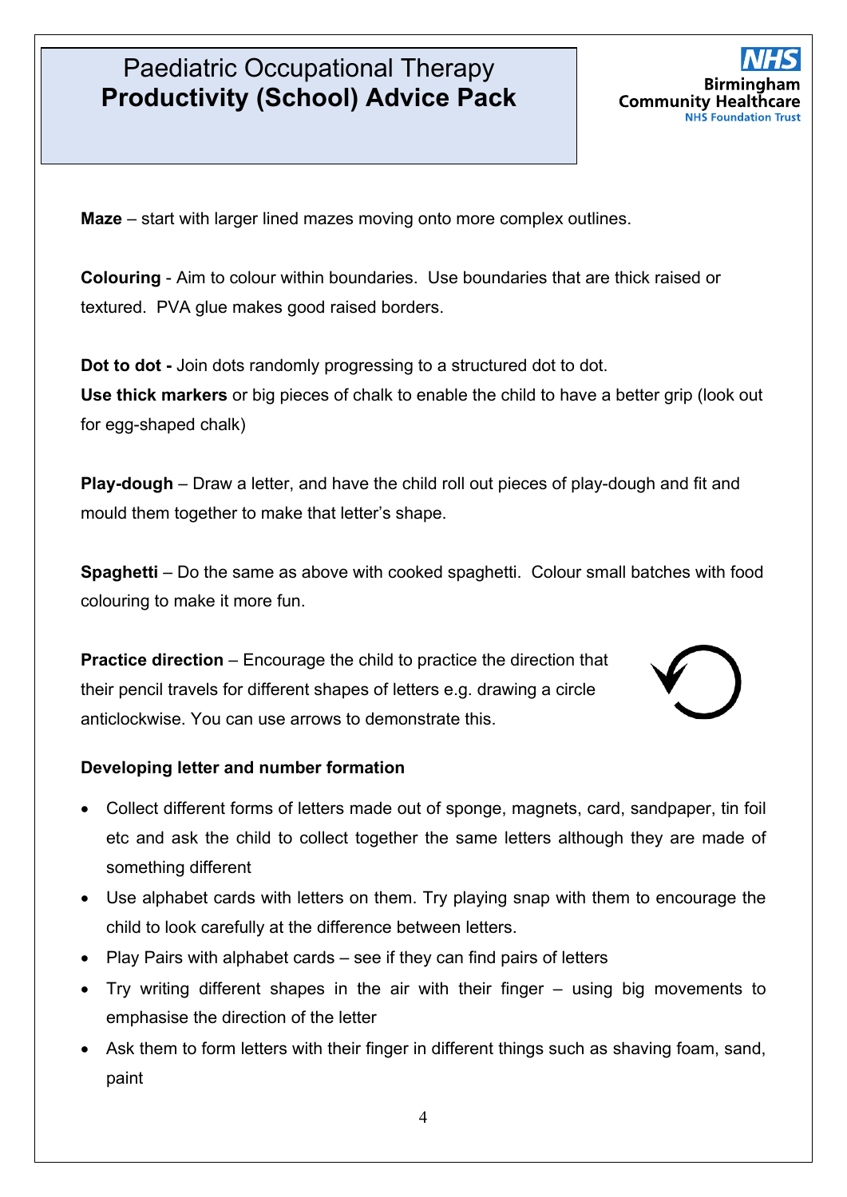**Maze** – start with larger lined mazes moving onto more complex outlines.

**Colouring** - Aim to colour within boundaries. Use boundaries that are thick raised or textured. PVA glue makes good raised borders.

**Dot to dot -** Join dots randomly progressing to a structured dot to dot.

**Use thick markers** or big pieces of chalk to enable the child to have a better grip (look out for egg-shaped chalk)

**Play-dough** – Draw a letter, and have the child roll out pieces of play-dough and fit and mould them together to make that letter's shape.

**Spaghetti** – Do the same as above with cooked spaghetti. Colour small batches with food colouring to make it more fun.

**Practice direction** – Encourage the child to practice the direction that their pencil travels for different shapes of letters e.g. drawing a circle anticlockwise. You can use arrows to demonstrate this.

**Developing letter and number formation**

- Collect different forms of letters made out of sponge, magnets, card, sandpaper, tin foil etc and ask the child to collect together the same letters although they are made of something different
- Use alphabet cards with letters on them. Try playing snap with them to encourage the child to look carefully at the difference between letters.
- Play Pairs with alphabet cards – see if they can find pairs of letters
- Try writing different shapes in the air with their finger – using big movements to emphasise the direction of the letter
- Ask them to form letters with their finger in different things such as shaving foam, sand, paint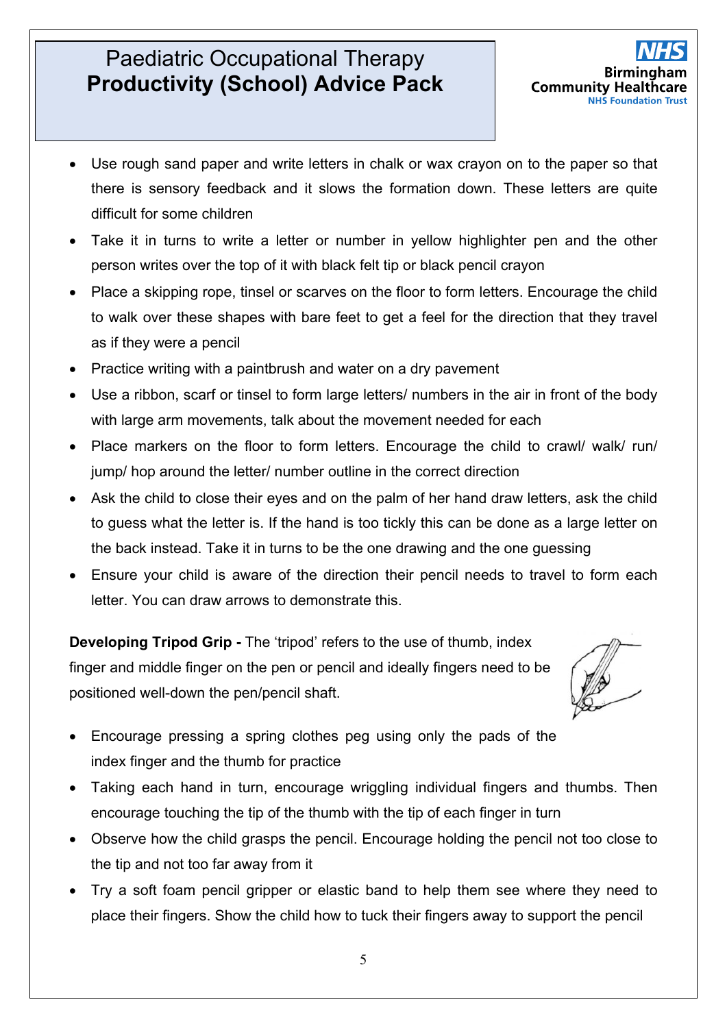- Use rough sand paper and write letters in chalk or wax crayon on to the paper so that there is sensory feedback and it slows the formation down. These letters are quite difficult for some children
- Take it in turns to write a letter or number in yellow highlighter pen and the other person writes over the top of it with black felt tip or black pencil crayon
- Place a skipping rope, tinsel or scarves on the floor to form letters. Encourage the child to walk over these shapes with bare feet to get a feel for the direction that they travel as if they were a pencil
- Practice writing with a paintbrush and water on a dry pavement
- Use a ribbon, scarf or tinsel to form large letters/ numbers in the air in front of the body with large arm movements, talk about the movement needed for each
- Place markers on the floor to form letters. Encourage the child to crawl/ walk/ run/ jump/ hop around the letter/ number outline in the correct direction
- Ask the child to close their eyes and on the palm of her hand draw letters, ask the child to guess what the letter is. If the hand is too tickly this can be done as a large letter on the back instead. Take it in turns to be the one drawing and the one guessing
- Ensure your child is aware of the direction their pencil needs to travel to form each letter. You can draw arrows to demonstrate this.

**Developing Tripod Grip -** The 'tripod' refers to the use of thumb, index finger and middle finger on the pen or pencil and ideally fingers need to be positioned well-down the pen/pencil shaft.

- Encourage pressing a spring clothes peg using only the pads of the index finger and the thumb for practice
- Taking each hand in turn, encourage wriggling individual fingers and thumbs. Then encourage touching the tip of the thumb with the tip of each finger in turn
- Observe how the child grasps the pencil. Encourage holding the pencil not too close to the tip and not too far away from it
- Try a soft foam pencil gripper or elastic band to help them see where they need to place their fingers. Show the child how to tuck their fingers away to support the pencil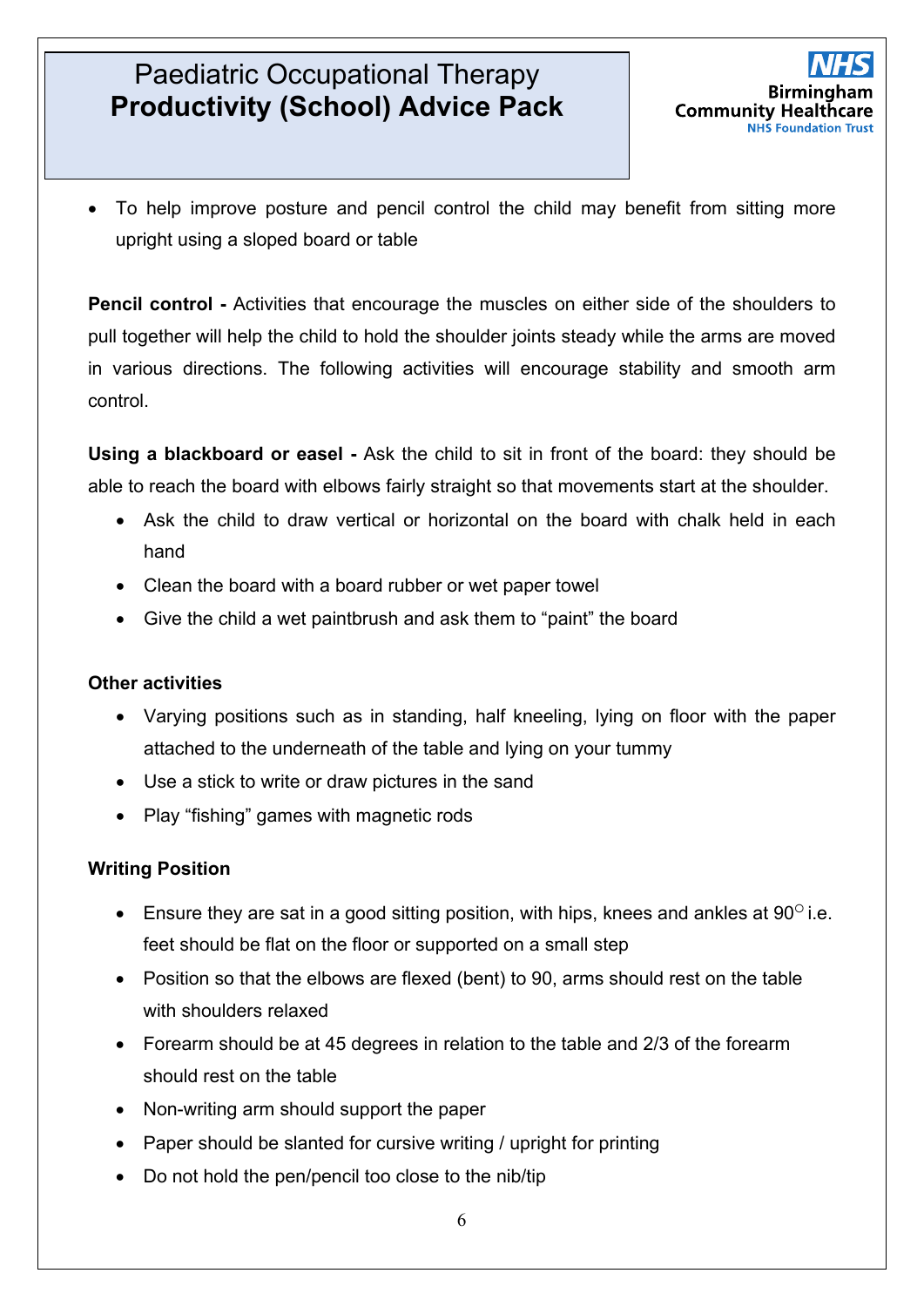- To help improve posture and pencil control the child may benefit from sitting more upright using a sloped board or table

**Pencil control -** Activities that encourage the muscles on either side of the shoulders to pull together will help the child to hold the shoulder joints steady while the arms are moved in various directions. The following activities will encourage stability and smooth arm control.

**Using a blackboard or easel -** Ask the child to sit in front of the board: they should be able to reach the board with elbows fairly straight so that movements start at the shoulder.

- Ask the child to draw vertical or horizontal on the board with chalk held in each hand
- Clean the board with a board rubber or wet paper towel
- Give the child a wet paintbrush and ask them to "paint" the board

**Other activities**

- Varying positions such as in standing, half kneeling, lying on floor with the paper attached to the underneath of the table and lying on your tummy
- Use a stick to write or draw pictures in the sand
- Play "fishing" games with magnetic rods

**Writing Position**

- Ensure they are sat in a good sitting position, with hips, knees and ankles at 90° i.e. feet should be flat on the floor or supported on a small step
- Position so that the elbows are flexed (bent) to 90, arms should rest on the table with shoulders relaxed
- Forearm should be at 45 degrees in relation to the table and 2/3 of the forearm should rest on the table
- Non-writing arm should support the paper
- Paper should be slanted for cursive writing / upright for printing
- Do not hold the pen/pencil too close to the nib/tip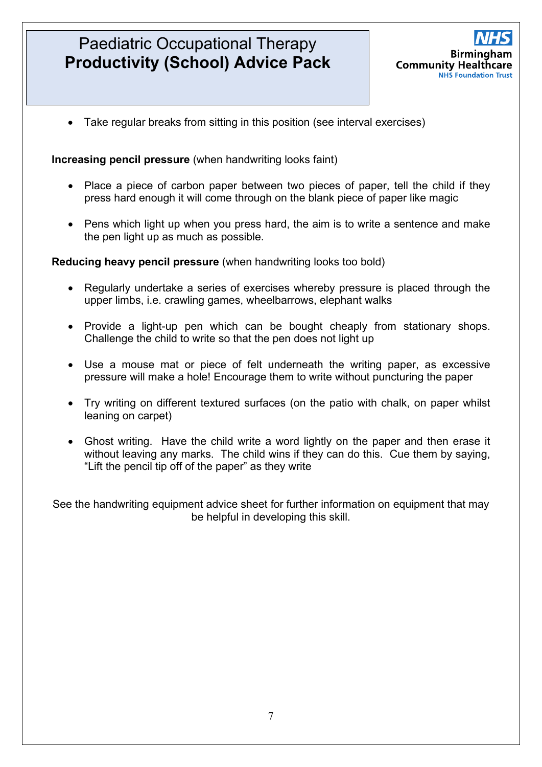- Take regular breaks from sitting in this position (see interval exercises)

**Increasing pencil pressure** (when handwriting looks faint)

- Place a piece of carbon paper between two pieces of paper, tell the child if they press hard enough it will come through on the blank piece of paper like magic
- Pens which light up when you press hard, the aim is to write a sentence and make the pen light up as much as possible.

**Reducing heavy pencil pressure** (when handwriting looks too bold)

- Regularly undertake a series of exercises whereby pressure is placed through the upper limbs, i.e. crawling games, wheelbarrows, elephant walks
- Provide a light-up pen which can be bought cheaply from stationary shops. Challenge the child to write so that the pen does not light up
- Use a mouse mat or piece of felt underneath the writing paper, as excessive pressure will make a hole! Encourage them to write without puncturing the paper
- Try writing on different textured surfaces (on the patio with chalk, on paper whilst leaning on carpet)
- Ghost writing. Have the child write a word lightly on the paper and then erase it without leaving any marks. The child wins if they can do this. Cue them by saying, “Lift the pencil tip off of the paper” as they write

See the handwriting equipment advice sheet for further information on equipment that may be helpful in developing this skill.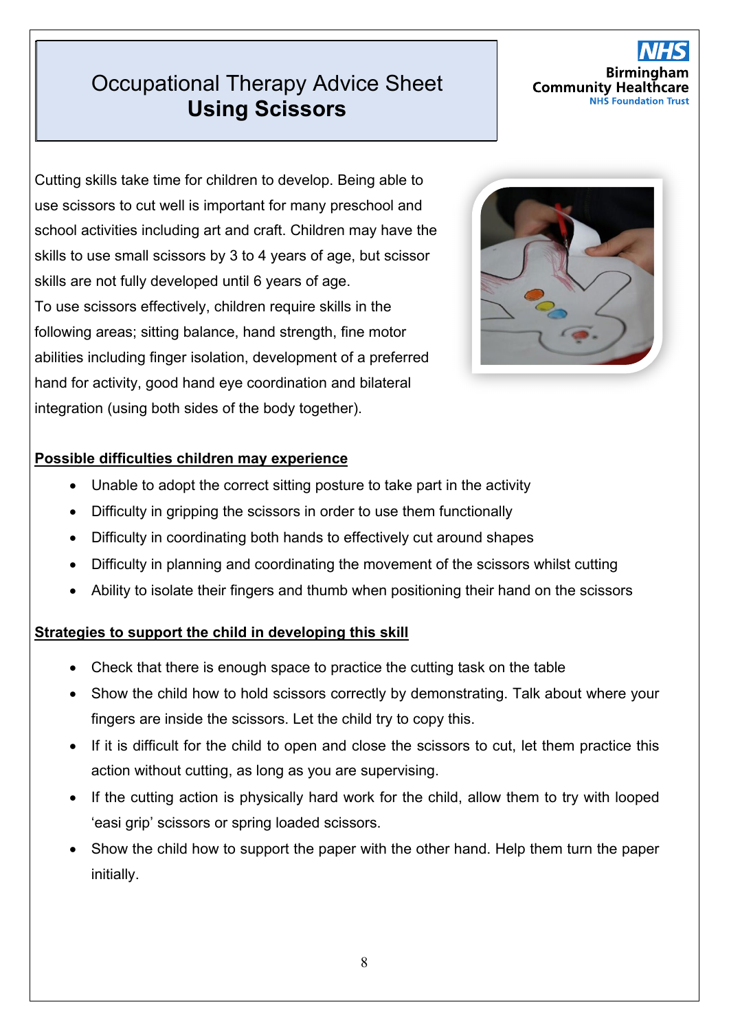# Occupational Therapy Advice Sheet
## Using Scissors

Cutting skills take time for children to develop. Being able to use scissors to cut well is important for many preschool and school activities including art and craft. Children may have the skills to use small scissors by 3 to 4 years of age, but scissor skills are not fully developed until 6 years of age.
To use scissors effectively, children require skills in the following areas; sitting balance, hand strength, fine motor abilities including finger isolation, development of a preferred hand for activity, good hand eye coordination and bilateral integration (using both sides of the body together).

**Possible difficulties children may experience**

- Unable to adopt the correct sitting posture to take part in the activity
- Difficulty in gripping the scissors in order to use them functionally
- Difficulty in coordinating both hands to effectively cut around shapes
- Difficulty in planning and coordinating the movement of the scissors whilst cutting
- Ability to isolate their fingers and thumb when positioning their hand on the scissors

**Strategies to support the child in developing this skill**

- Check that there is enough space to practice the cutting task on the table
- Show the child how to hold scissors correctly by demonstrating. Talk about where your fingers are inside the scissors. Let the child try to copy this.
- If it is difficult for the child to open and close the scissors to cut, let them practice this action without cutting, as long as you are supervising.
- If the cutting action is physically hard work for the child, allow them to try with looped 'easi grip' scissors or spring loaded scissors.
- Show the child how to support the paper with the other hand. Help them turn the paper initially.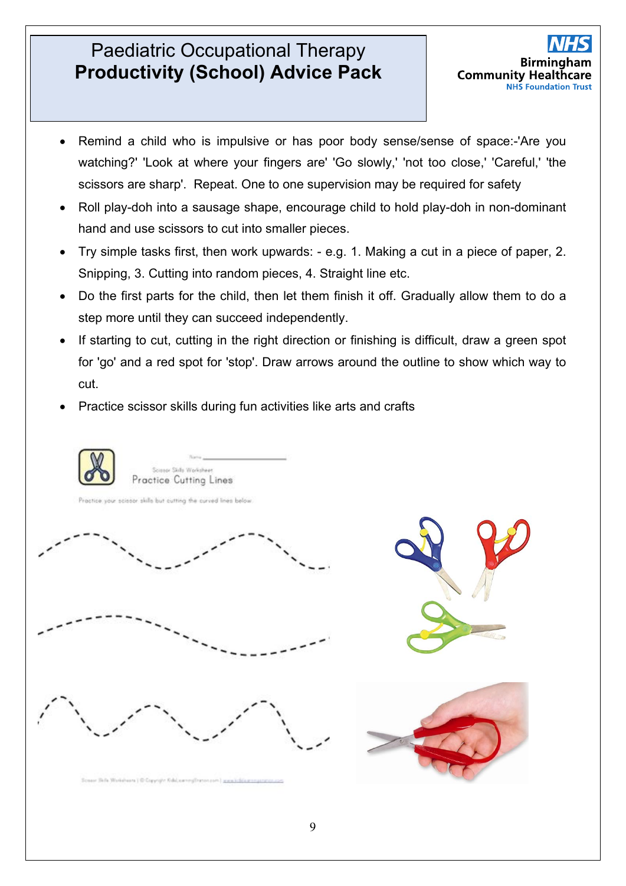- Remind a child who is impulsive or has poor body sense/sense of space:-'Are you watching?' 'Look at where your fingers are' 'Go slowly,' 'not too close,' 'Careful,' 'the scissors are sharp'. Repeat. One to one supervision may be required for safety
- Roll play-doh into a sausage shape, encourage child to hold play-doh in non-dominant hand and use scissors to cut into smaller pieces.
- Try simple tasks first, then work upwards: - e.g. 1. Making a cut in a piece of paper, 2. Snipping, 3. Cutting into random pieces, 4. Straight line etc.
- Do the first parts for the child, then let them finish it off. Gradually allow them to do a step more until they can succeed independently.
- If starting to cut, cutting in the right direction or finishing is difficult, draw a green spot for 'go' and a red spot for 'stop'. Draw arrows around the outline to show which way to cut.
- Practice scissor skills during fun activities like arts and crafts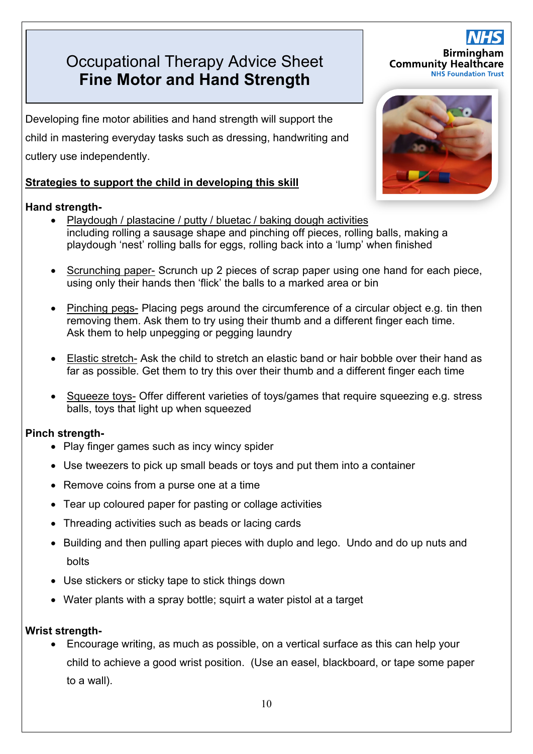# Occupational Therapy Advice Sheet
# **Fine Motor and Hand Strength**

Birmingham Community Healthcare NHS Foundation Trust

Developing fine motor abilities and hand strength will support the child in mastering everyday tasks such as dressing, handwriting and cutlery use independently.

## Strategies to support the child in developing this skill

**Hand strength-**

- Playdough / plastacine / putty / bluetac / baking dough activities including rolling a sausage shape and pinching off pieces, rolling balls, making a playdough 'nest' rolling balls for eggs, rolling back into a 'lump' when finished
- Scrunching paper- Scrunch up 2 pieces of scrap paper using one hand for each piece, using only their hands then 'flick' the balls to a marked area or bin
- Pinching pegs- Placing pegs around the circumference of a circular object e.g. tin then removing them. Ask them to try using their thumb and a different finger each time. Ask them to help unpegging or pegging laundry
- Elastic stretch- Ask the child to stretch an elastic band or hair bobble over their hand as far as possible. Get them to try this over their thumb and a different finger each time
- Squeeze toys- Offer different varieties of toys/games that require squeezing e.g. stress balls, toys that light up when squeezed

**Pinch strength-**

- Play finger games such as incy wincy spider
- Use tweezers to pick up small beads or toys and put them into a container
- Remove coins from a purse one at a time
- Tear up coloured paper for pasting or collage activities
- Threading activities such as beads or lacing cards
- Building and then pulling apart pieces with duplo and lego. Undo and do up nuts and bolts
- Use stickers or sticky tape to stick things down
- Water plants with a spray bottle; squirt a water pistol at a target

**Wrist strength-**

- Encourage writing, as much as possible, on a vertical surface as this can help your child to achieve a good wrist position. (Use an easel, blackboard, or tape some paper to a wall).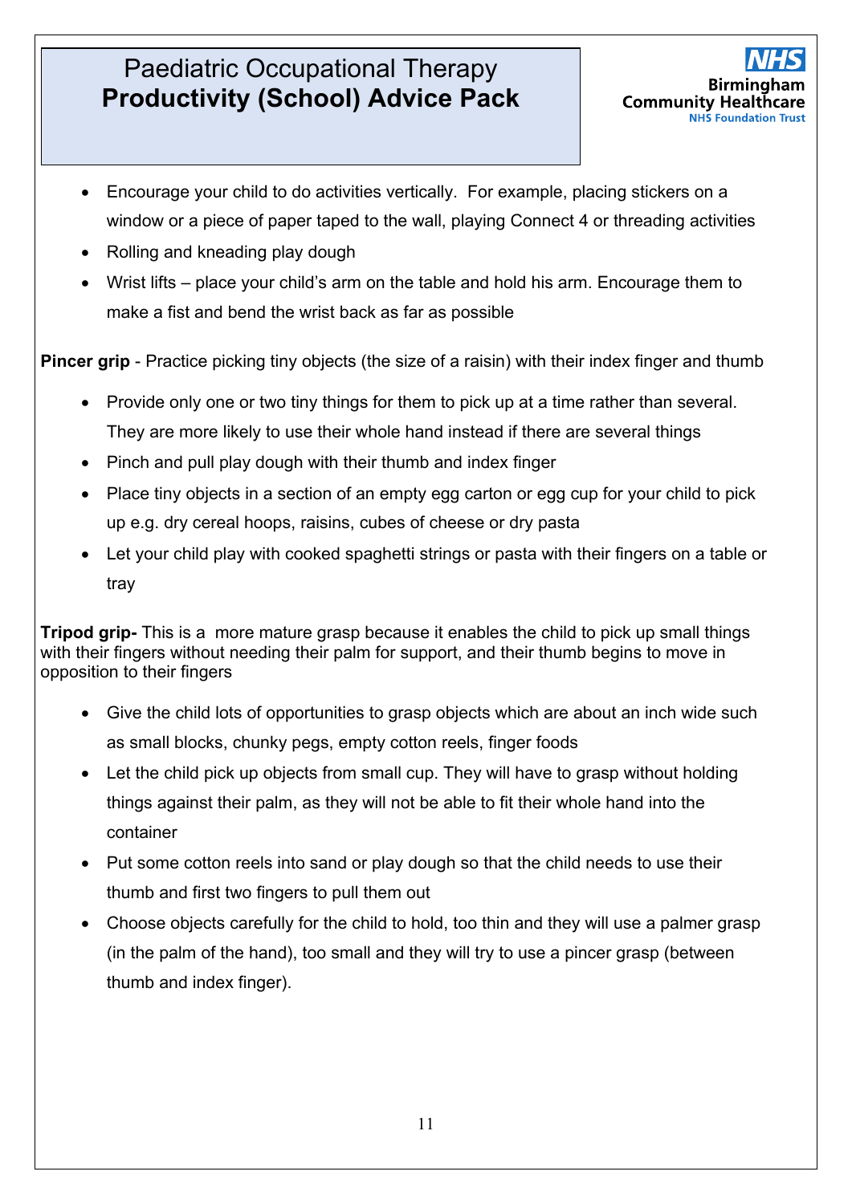- Encourage your child to do activities vertically. For example, placing stickers on a window or a piece of paper taped to the wall, playing Connect 4 or threading activities
- Rolling and kneading play dough
- Wrist lifts – place your child's arm on the table and hold his arm. Encourage them to make a fist and bend the wrist back as far as possible

**Pincer grip** - Practice picking tiny objects (the size of a raisin) with their index finger and thumb

- Provide only one or two tiny things for them to pick up at a time rather than several. They are more likely to use their whole hand instead if there are several things
- Pinch and pull play dough with their thumb and index finger
- Place tiny objects in a section of an empty egg carton or egg cup for your child to pick up e.g. dry cereal hoops, raisins, cubes of cheese or dry pasta
- Let your child play with cooked spaghetti strings or pasta with their fingers on a table or tray

**Tripod grip-** This is a more mature grasp because it enables the child to pick up small things with their fingers without needing their palm for support, and their thumb begins to move in opposition to their fingers

- Give the child lots of opportunities to grasp objects which are about an inch wide such as small blocks, chunky pegs, empty cotton reels, finger foods
- Let the child pick up objects from small cup. They will have to grasp without holding things against their palm, as they will not be able to fit their whole hand into the container
- Put some cotton reels into sand or play dough so that the child needs to use their thumb and first two fingers to pull them out
- Choose objects carefully for the child to hold, too thin and they will use a palmer grasp (in the palm of the hand), too small and they will try to use a pincer grasp (between thumb and index finger).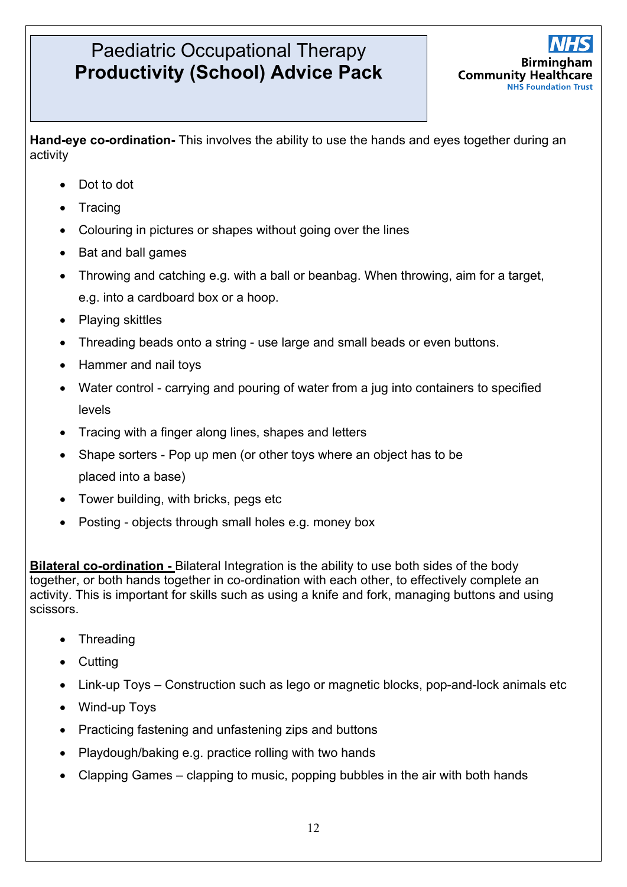# Paediatric Occupational Therapy
# **Productivity (School) Advice Pack**

**Hand-eye co-ordination-** This involves the ability to use the hands and eyes together during an activity

- Dot to dot
- Tracing
- Colouring in pictures or shapes without going over the lines
- Bat and ball games
- Throwing and catching e.g. with a ball or beanbag. When throwing, aim for a target, e.g. into a cardboard box or a hoop.
- Playing skittles
- Threading beads onto a string - use large and small beads or even buttons.
- Hammer and nail toys
- Water control - carrying and pouring of water from a jug into containers to specified levels
- Tracing with a finger along lines, shapes and letters
- Shape sorters - Pop up men (or other toys where an object has to be placed into a base)
- Tower building, with bricks, pegs etc
- Posting - objects through small holes e.g. money box

**Bilateral co-ordination -** Bilateral Integration is the ability to use both sides of the body together, or both hands together in co-ordination with each other, to effectively complete an activity. This is important for skills such as using a knife and fork, managing buttons and using scissors.

- Threading
- Cutting
- Link-up Toys – Construction such as lego or magnetic blocks, pop-and-lock animals etc
- Wind-up Toys
- Practicing fastening and unfastening zips and buttons
- Playdough/baking e.g. practice rolling with two hands
- Clapping Games – clapping to music, popping bubbles in the air with both hands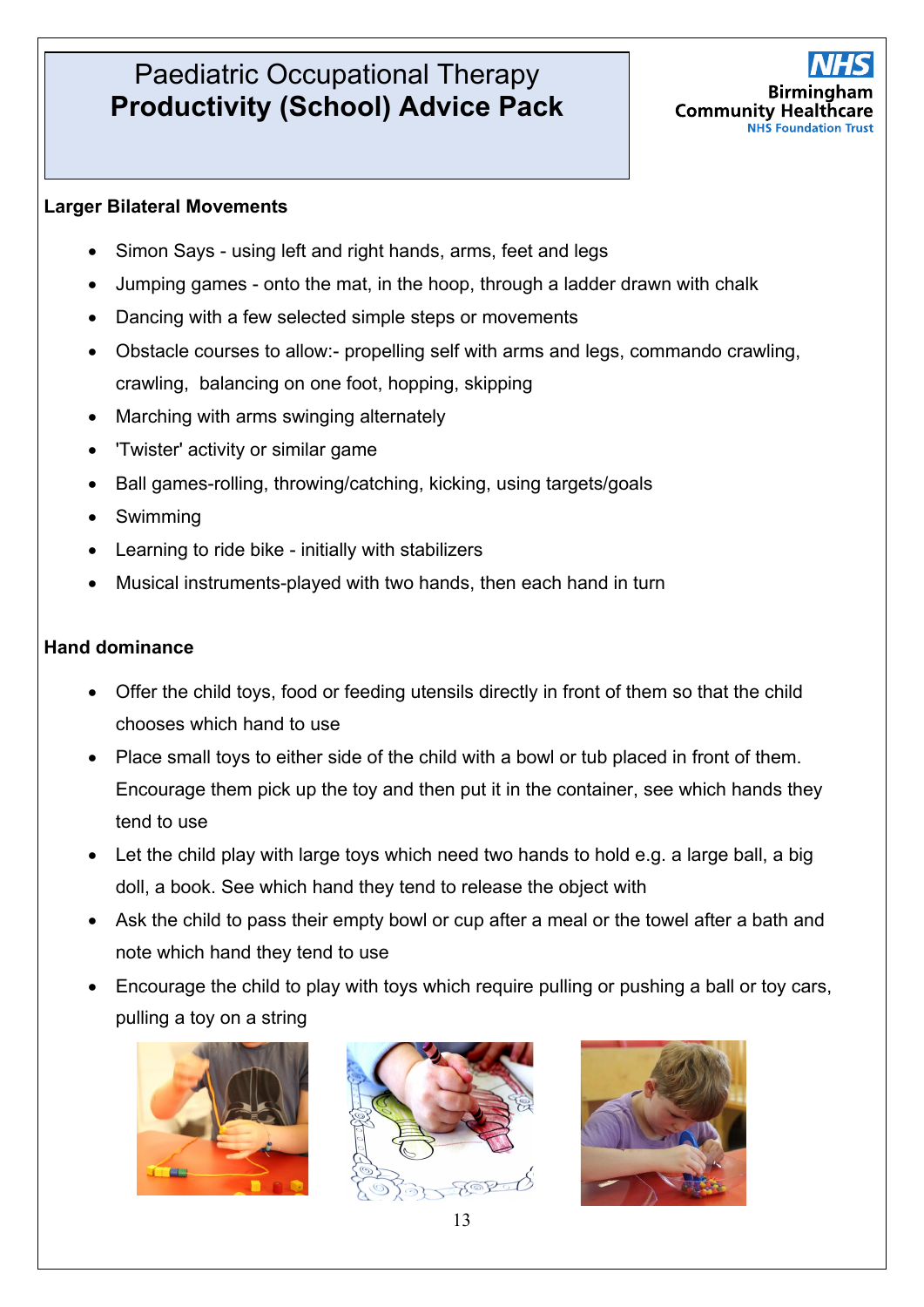## Larger Bilateral Movements

- Simon Says - using left and right hands, arms, feet and legs
- Jumping games - onto the mat, in the hoop, through a ladder drawn with chalk
- Dancing with a few selected simple steps or movements
- Obstacle courses to allow:- propelling self with arms and legs, commando crawling, crawling, balancing on one foot, hopping, skipping
- Marching with arms swinging alternately
- 'Twister' activity or similar game
- Ball games-rolling, throwing/catching, kicking, using targets/goals
- Swimming
- Learning to ride bike - initially with stabilizers
- Musical instruments-played with two hands, then each hand in turn

## Hand dominance

- Offer the child toys, food or feeding utensils directly in front of them so that the child chooses which hand to use
- Place small toys to either side of the child with a bowl or tub placed in front of them. Encourage them pick up the toy and then put it in the container, see which hands they tend to use
- Let the child play with large toys which need two hands to hold e.g. a large ball, a big doll, a book. See which hand they tend to release the object with
- Ask the child to pass their empty bowl or cup after a meal or the towel after a bath and note which hand they tend to use
- Encourage the child to play with toys which require pulling or pushing a ball or toy cars, pulling a toy on a string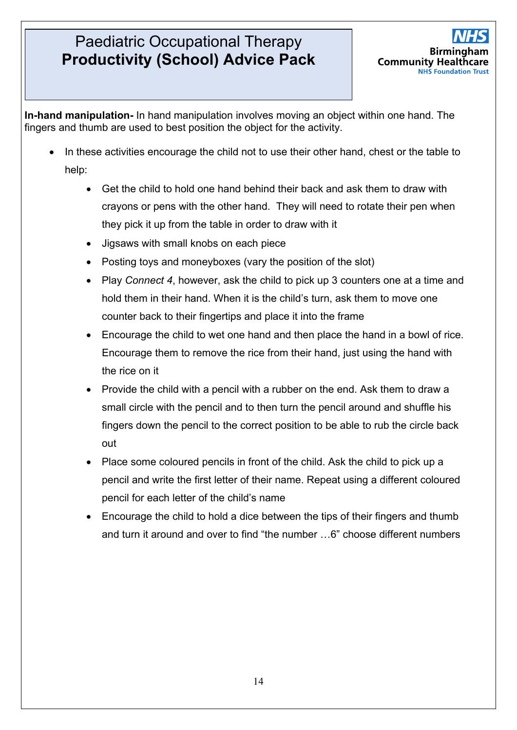**In-hand manipulation-** In hand manipulation involves moving an object within one hand. The fingers and thumb are used to best position the object for the activity.

- In these activities encourage the child not to use their other hand, chest or the table to help:
  - Get the child to hold one hand behind their back and ask them to draw with crayons or pens with the other hand. They will need to rotate their pen when they pick it up from the table in order to draw with it
  - Jigsaws with small knobs on each piece
  - Posting toys and moneyboxes (vary the position of the slot)
  - Play *Connect 4*, however, ask the child to pick up 3 counters one at a time and hold them in their hand. When it is the child's turn, ask them to move one counter back to their fingertips and place it into the frame
  - Encourage the child to wet one hand and then place the hand in a bowl of rice. Encourage them to remove the rice from their hand, just using the hand with the rice on it
  - Provide the child with a pencil with a rubber on the end. Ask them to draw a small circle with the pencil and to then turn the pencil around and shuffle his fingers down the pencil to the correct position to be able to rub the circle back out
  - Place some coloured pencils in front of the child. Ask the child to pick up a pencil and write the first letter of their name. Repeat using a different coloured pencil for each letter of the child's name
  - Encourage the child to hold a dice between the tips of their fingers and thumb and turn it around and over to find "the number …6" choose different numbers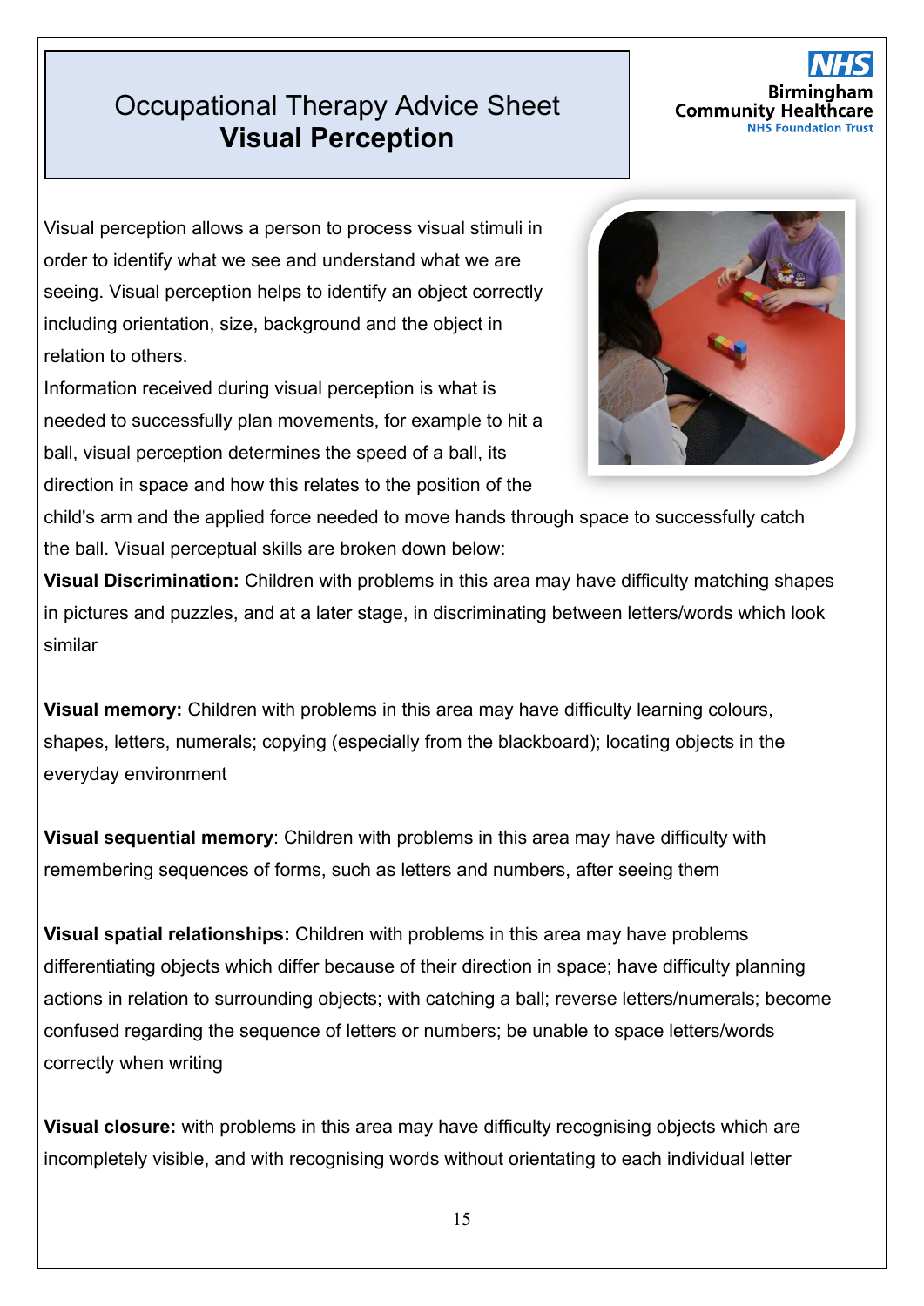# Occupational Therapy Advice Sheet
## Visual Perception

Birmingham Community Healthcare NHS Foundation Trust

Visual perception allows a person to process visual stimuli in order to identify what we see and understand what we are seeing. Visual perception helps to identify an object correctly including orientation, size, background and the object in relation to others.

Information received during visual perception is what is needed to successfully plan movements, for example to hit a ball, visual perception determines the speed of a ball, its direction in space and how this relates to the position of the child's arm and the applied force needed to move hands through space to successfully catch the ball. Visual perceptual skills are broken down below:

**Visual Discrimination:** Children with problems in this area may have difficulty matching shapes in pictures and puzzles, and at a later stage, in discriminating between letters/words which look similar

**Visual memory:** Children with problems in this area may have difficulty learning colours, shapes, letters, numerals; copying (especially from the blackboard); locating objects in the everyday environment

**Visual sequential memory**: Children with problems in this area may have difficulty with remembering sequences of forms, such as letters and numbers, after seeing them

**Visual spatial relationships:** Children with problems in this area may have problems differentiating objects which differ because of their direction in space; have difficulty planning actions in relation to surrounding objects; with catching a ball; reverse letters/numerals; become confused regarding the sequence of letters or numbers; be unable to space letters/words correctly when writing

**Visual closure:** with problems in this area may have difficulty recognising objects which are incompletely visible, and with recognising words without orientating to each individual letter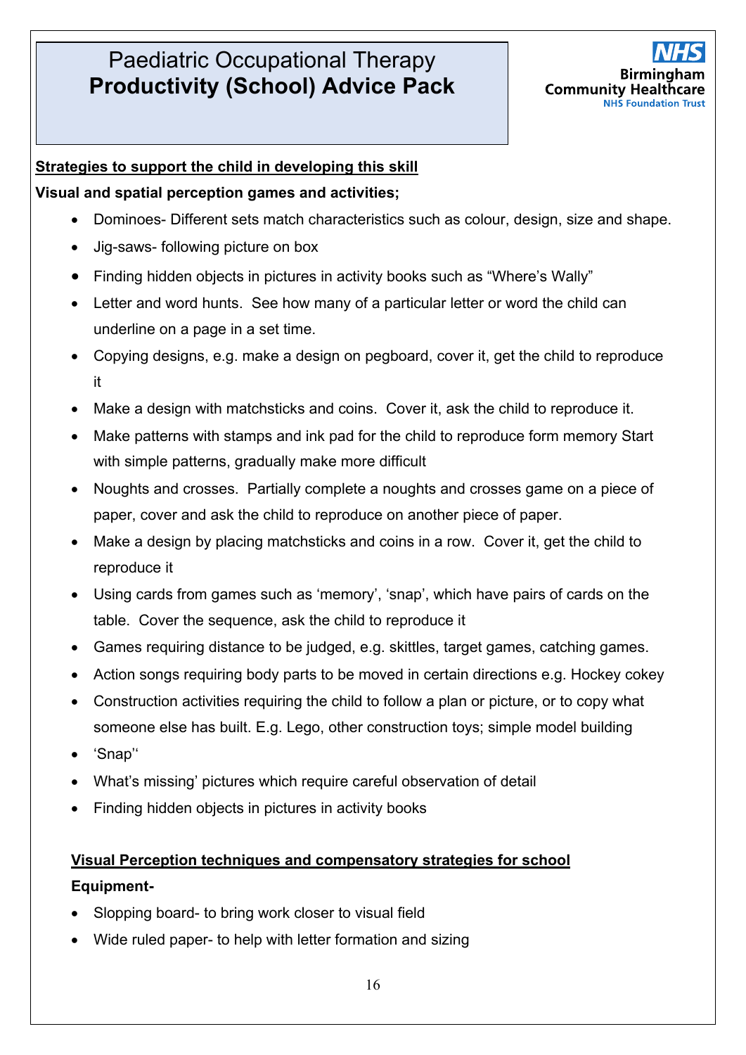# Paediatric Occupational Therapy
# **Productivity (School) Advice Pack**

**Strategies to support the child in developing this skill**

**Visual and spatial perception games and activities;**

- Dominoes- Different sets match characteristics such as colour, design, size and shape.
- Jig-saws- following picture on box
- Finding hidden objects in pictures in activity books such as "Where's Wally"
- Letter and word hunts. See how many of a particular letter or word the child can underline on a page in a set time.
- Copying designs, e.g. make a design on pegboard, cover it, get the child to reproduce it
- Make a design with matchsticks and coins. Cover it, ask the child to reproduce it.
- Make patterns with stamps and ink pad for the child to reproduce form memory Start with simple patterns, gradually make more difficult
- Noughts and crosses. Partially complete a noughts and crosses game on a piece of paper, cover and ask the child to reproduce on another piece of paper.
- Make a design by placing matchsticks and coins in a row. Cover it, get the child to reproduce it
- Using cards from games such as 'memory', 'snap', which have pairs of cards on the table. Cover the sequence, ask the child to reproduce it
- Games requiring distance to be judged, e.g. skittles, target games, catching games.
- Action songs requiring body parts to be moved in certain directions e.g. Hockey cokey
- Construction activities requiring the child to follow a plan or picture, or to copy what someone else has built. E.g. Lego, other construction toys; simple model building
- 'Snap''
- What's missing' pictures which require careful observation of detail
- Finding hidden objects in pictures in activity books

**Visual Perception techniques and compensatory strategies for school**

**Equipment-**

- Slopping board- to bring work closer to visual field
- Wide ruled paper- to help with letter formation and sizing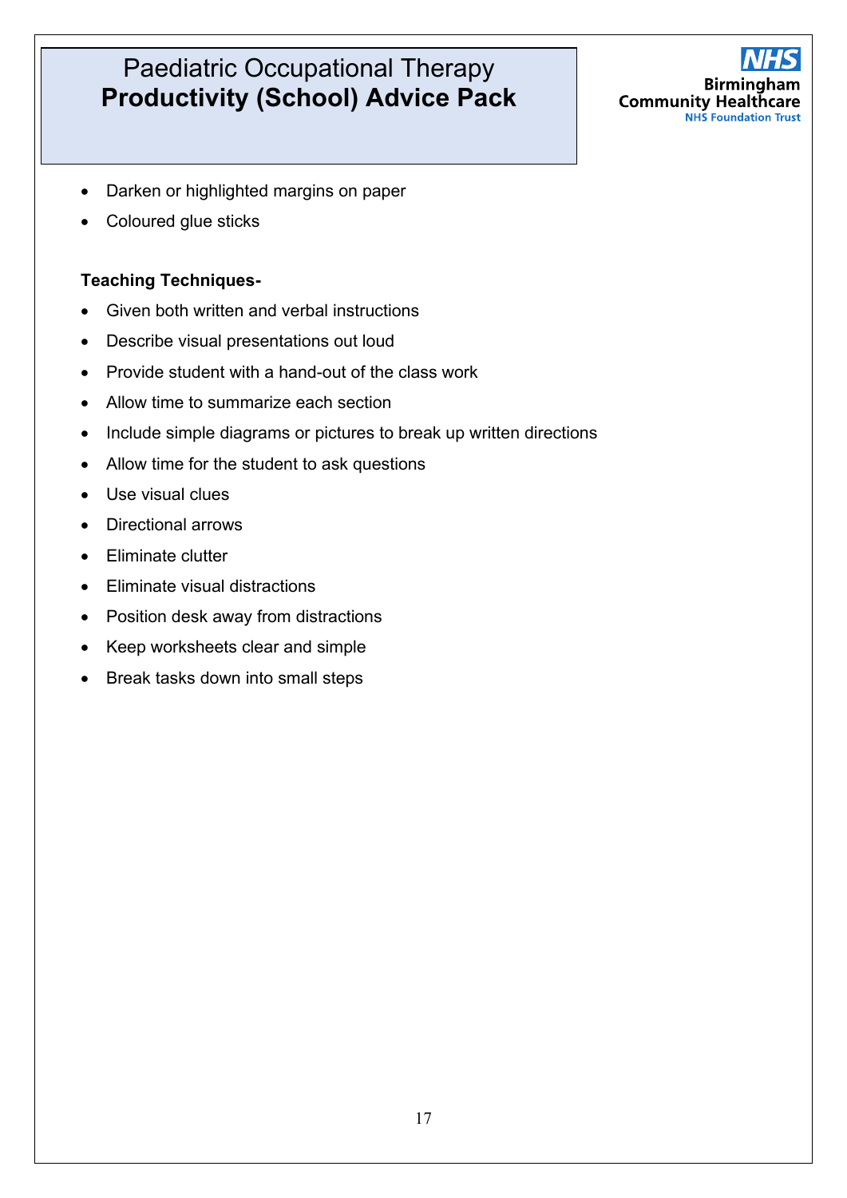- Darken or highlighted margins on paper
- Coloured glue sticks

**Teaching Techniques-**

- Given both written and verbal instructions
- Describe visual presentations out loud
- Provide student with a hand-out of the class work
- Allow time to summarize each section
- Include simple diagrams or pictures to break up written directions
- Allow time for the student to ask questions
- Use visual clues
- Directional arrows
- Eliminate clutter
- Eliminate visual distractions
- Position desk away from distractions
- Keep worksheets clear and simple
- Break tasks down into small steps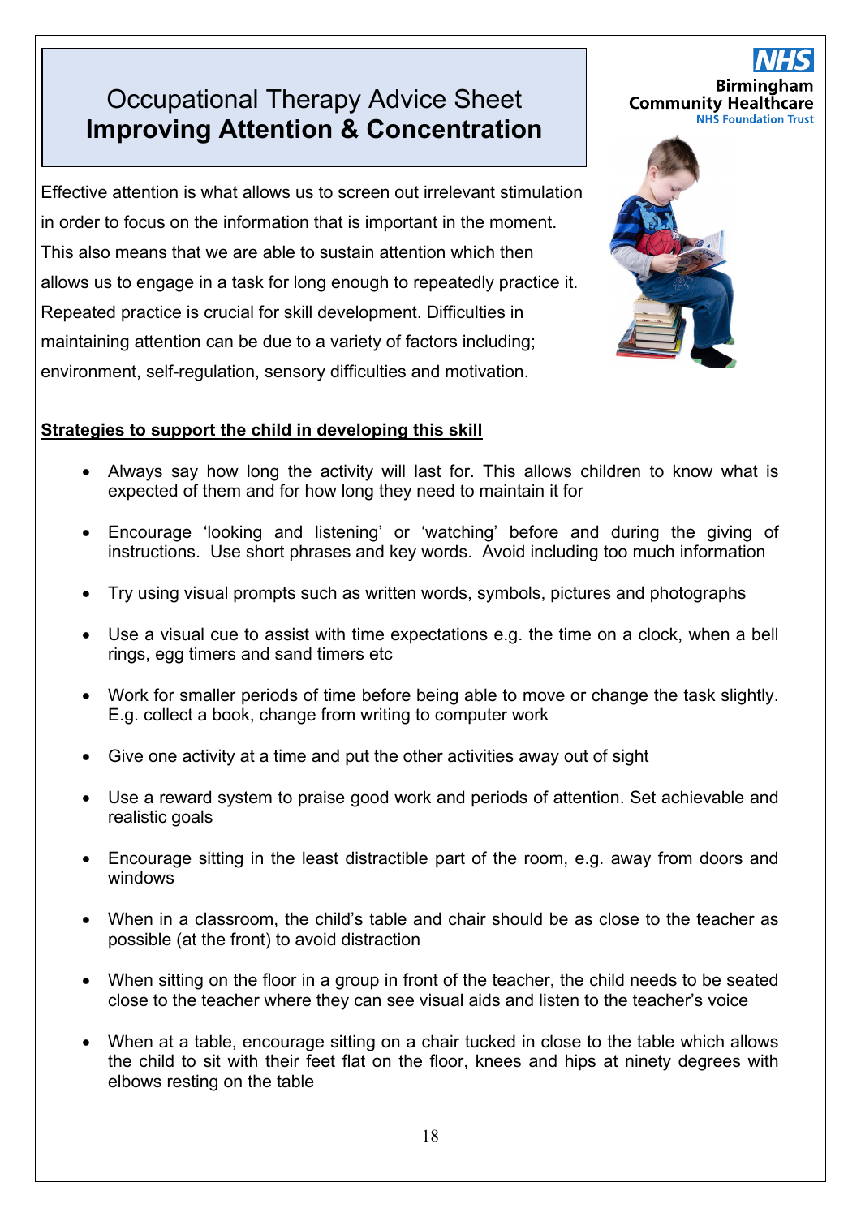# Occupational Therapy Advice Sheet
# Improving Attention & Concentration

NHS
Birmingham Community Healthcare
NHS Foundation Trust

Effective attention is what allows us to screen out irrelevant stimulation in order to focus on the information that is important in the moment. This also means that we are able to sustain attention which then allows us to engage in a task for long enough to repeatedly practice it. Repeated practice is crucial for skill development. Difficulties in maintaining attention can be due to a variety of factors including; environment, self-regulation, sensory difficulties and motivation.

**Strategies to support the child in developing this skill**

- Always say how long the activity will last for. This allows children to know what is expected of them and for how long they need to maintain it for
- Encourage 'looking and listening' or 'watching' before and during the giving of instructions. Use short phrases and key words. Avoid including too much information
- Try using visual prompts such as written words, symbols, pictures and photographs
- Use a visual cue to assist with time expectations e.g. the time on a clock, when a bell rings, egg timers and sand timers etc
- Work for smaller periods of time before being able to move or change the task slightly. E.g. collect a book, change from writing to computer work
- Give one activity at a time and put the other activities away out of sight
- Use a reward system to praise good work and periods of attention. Set achievable and realistic goals
- Encourage sitting in the least distractible part of the room, e.g. away from doors and windows
- When in a classroom, the child's table and chair should be as close to the teacher as possible (at the front) to avoid distraction
- When sitting on the floor in a group in front of the teacher, the child needs to be seated close to the teacher where they can see visual aids and listen to the teacher's voice
- When at a table, encourage sitting on a chair tucked in close to the table which allows the child to sit with their feet flat on the floor, knees and hips at ninety degrees with elbows resting on the table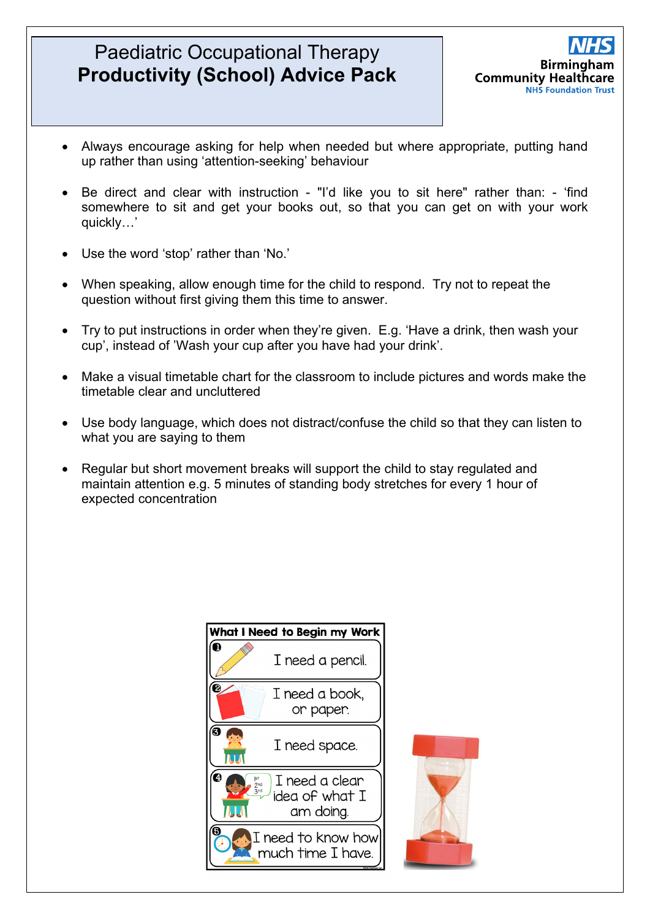# Paediatric Occupational Therapy
# **Productivity (School) Advice Pack**

- Always encourage asking for help when needed but where appropriate, putting hand up rather than using 'attention-seeking' behaviour
- Be direct and clear with instruction - "I'd like you to sit here" rather than: - 'find somewhere to sit and get your books out, so that you can get on with your work quickly…'
- Use the word 'stop' rather than 'No.'
- When speaking, allow enough time for the child to respond. Try not to repeat the question without first giving them this time to answer.
- Try to put instructions in order when they're given. E.g. 'Have a drink, then wash your cup', instead of 'Wash your cup after you have had your drink'.
- Make a visual timetable chart for the classroom to include pictures and words make the timetable clear and uncluttered
- Use body language, which does not distract/confuse the child so that they can listen to what you are saying to them
- Regular but short movement breaks will support the child to stay regulated and maintain attention e.g. 5 minutes of standing body stretches for every 1 hour of expected concentration

**What I Need to Begin my Work**

1. I need a pencil.
2. I need a book, or paper.
3. I need space.
4. I need a clear idea of what I am doing.
5. I need to know how much time I have.